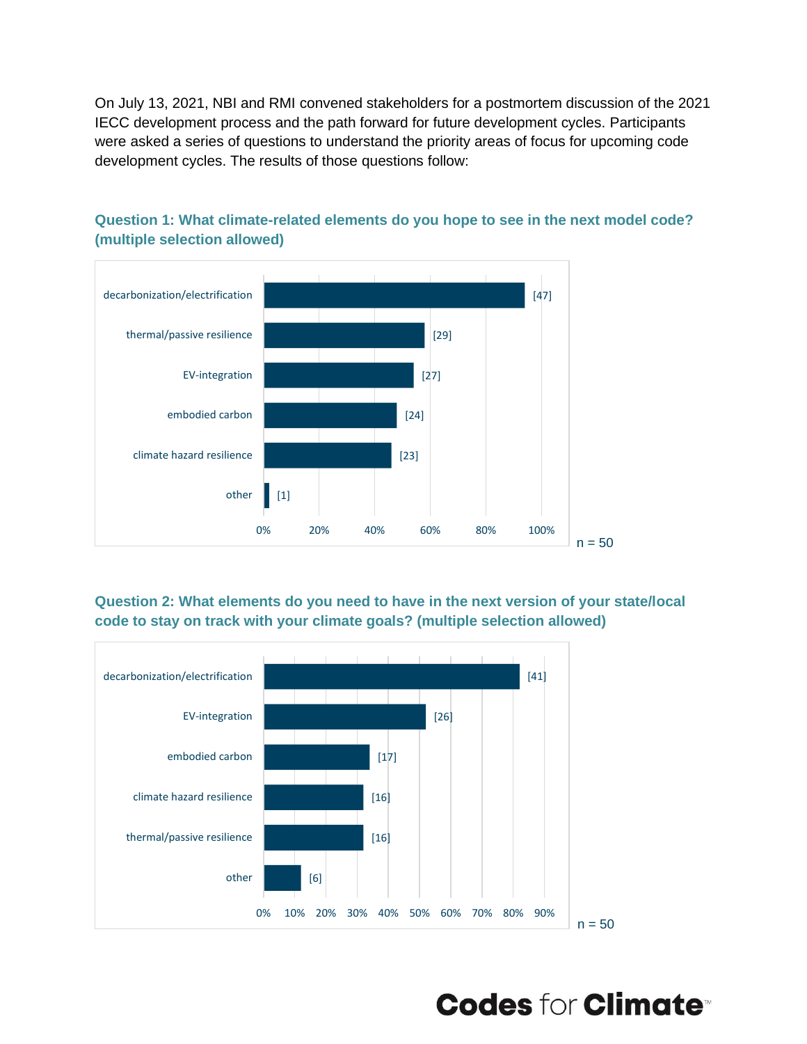On July 13, 2021, NBI and RMI convened stakeholders for a postmortem discussion of the 2021 IECC development process and the path forward for future development cycles. Participants were asked a series of questions to understand the priority areas of focus for upcoming code development cycles. The results of those questions follow:

### Question 1: What climate-related elements do you hope to see in the next model code? (multiple selection allowed)

| Element | Responses |
| --- | --- |
| decarbonization/electrification | [47] |
| thermal/passive resilience | [29] |
| EV-integration | [27] |
| embodied carbon | [24] |
| climate hazard resilience | [23] |
| other | [1] |

n = 50

### Question 2: What elements do you need to have in the next version of your state/local code to stay on track with your climate goals? (multiple selection allowed)

| Element | Responses |
| --- | --- |
| decarbonization/electrification | [41] |
| EV-integration | [26] |
| embodied carbon | [17] |
| climate hazard resilience | [16] |
| thermal/passive resilience | [16] |
| other | [6] |

n = 50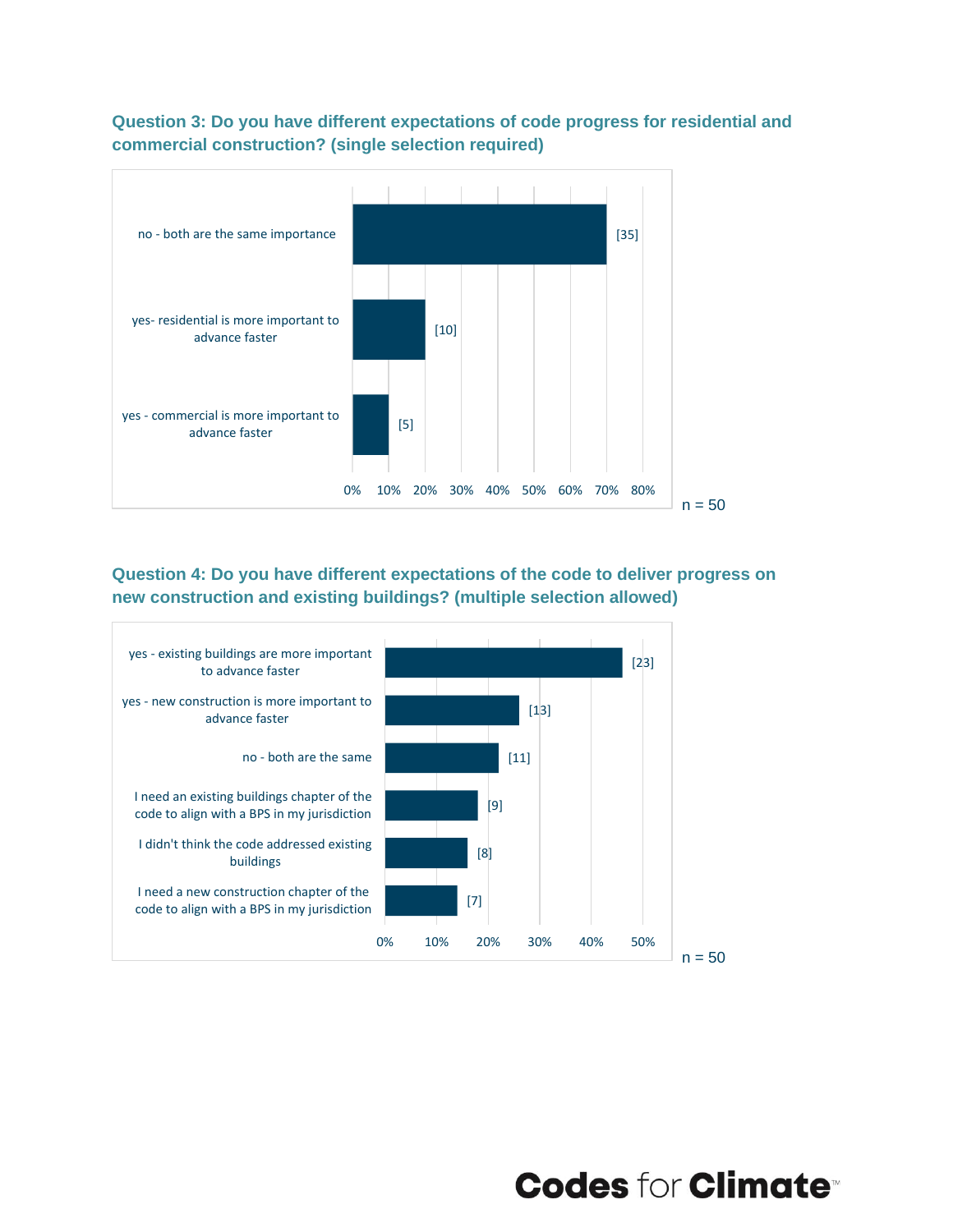### Question 3: Do you have different expectations of code progress for residential and commercial construction? (single selection required)

| Response | Count |
|---|---|
| no - both are the same importance | [35] |
| yes- residential is more important to advance faster | [10] |
| yes - commercial is more important to advance faster | [5] |

0% 10% 20% 30% 40% 50% 60% 70% 80%

n = 50

### Question 4: Do you have different expectations of the code to deliver progress on new construction and existing buildings? (multiple selection allowed)

| Response | Count |
|---|---|
| yes - existing buildings are more important to advance faster | [23] |
| yes - new construction is more important to advance faster | [13] |
| no - both are the same | [11] |
| I need an existing buildings chapter of the code to align with a BPS in my jurisdiction | [9] |
| I didn't think the code addressed existing buildings | [8] |
| I need a new construction chapter of the code to align with a BPS in my jurisdiction | [7] |

0% 10% 20% 30% 40% 50%

n = 50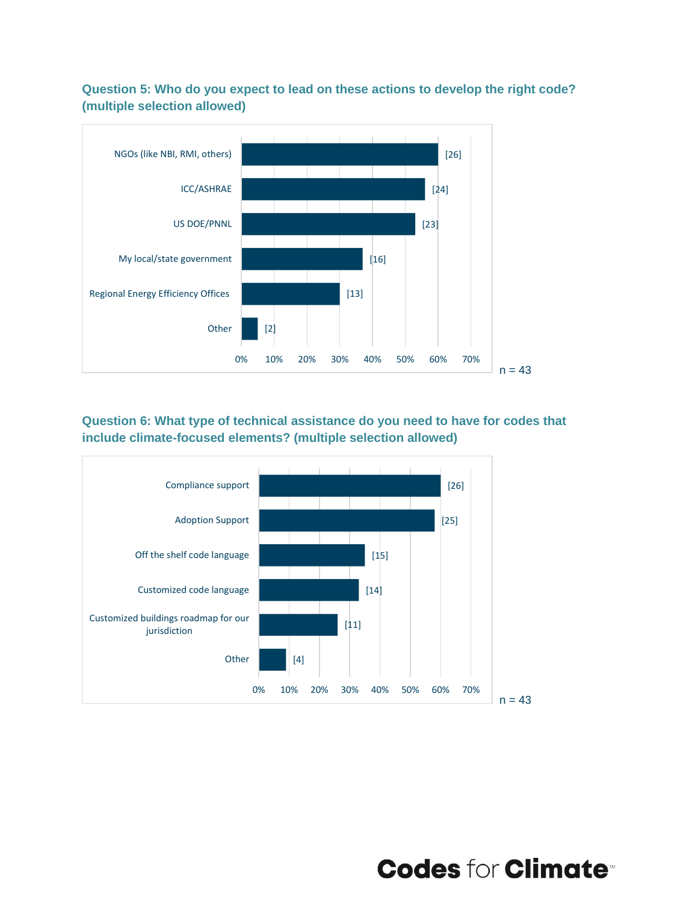### Question 5: Who do you expect to lead on these actions to develop the right code? (multiple selection allowed)

NGOs (like NBI, RMI, others) [26]
ICC/ASHRAE [24]
US DOE/PNNL [23]
My local/state government [16]
Regional Energy Efficiency Offices [13]
Other [2]

0% 10% 20% 30% 40% 50% 60% 70%

n = 43

### Question 6: What type of technical assistance do you need to have for codes that include climate-focused elements? (multiple selection allowed)

Compliance support [26]
Adoption Support [25]
Off the shelf code language [15]
Customized code language [14]
Customized buildings roadmap for our jurisdiction [11]
Other [4]

0% 10% 20% 30% 40% 50% 60% 70%

n = 43

Codes for Climate™